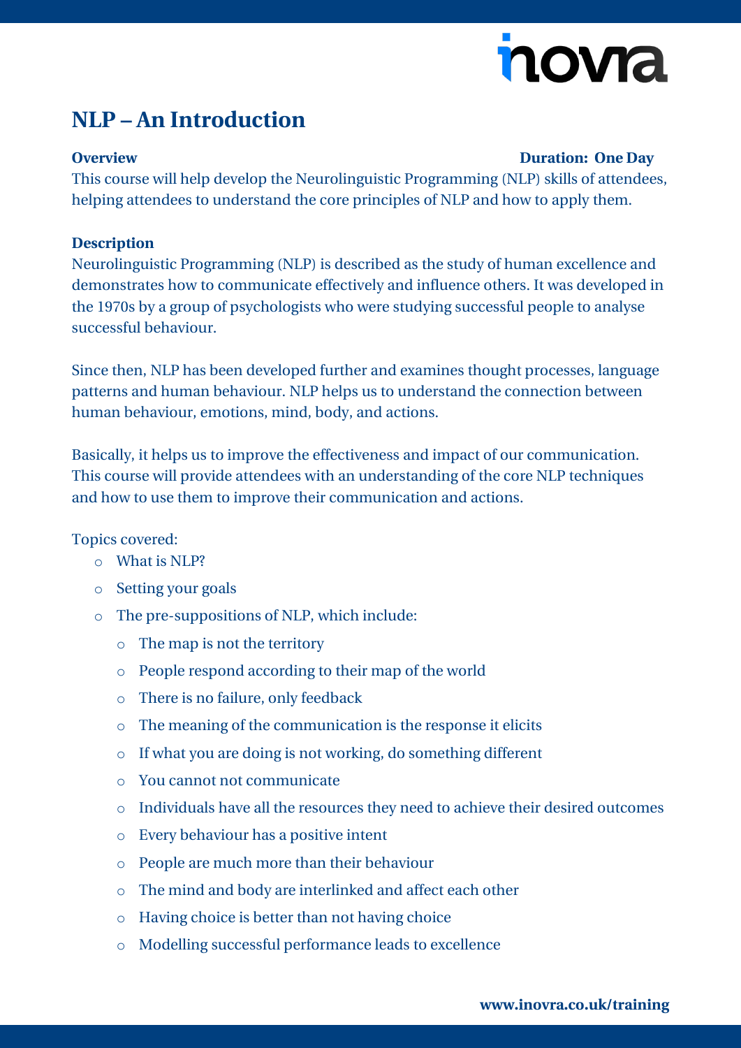# NLP – An Introduction

**Overview** **Duration: One Day**

This course will help develop the Neurolinguistic Programming (NLP) skills of attendees, helping attendees to understand the core principles of NLP and how to apply them.

**Description**

Neurolinguistic Programming (NLP) is described as the study of human excellence and demonstrates how to communicate effectively and influence others. It was developed in the 1970s by a group of psychologists who were studying successful people to analyse successful behaviour.

Since then, NLP has been developed further and examines thought processes, language patterns and human behaviour. NLP helps us to understand the connection between human behaviour, emotions, mind, body, and actions.

Basically, it helps us to improve the effectiveness and impact of our communication. This course will provide attendees with an understanding of the core NLP techniques and how to use them to improve their communication and actions.

Topics covered:

- What is NLP?
- Setting your goals
- The pre-suppositions of NLP, which include:
  - The map is not the territory
  - People respond according to their map of the world
  - There is no failure, only feedback
  - The meaning of the communication is the response it elicits
  - If what you are doing is not working, do something different
  - You cannot not communicate
  - Individuals have all the resources they need to achieve their desired outcomes
  - Every behaviour has a positive intent
  - People are much more than their behaviour
  - The mind and body are interlinked and affect each other
  - Having choice is better than not having choice
  - Modelling successful performance leads to excellence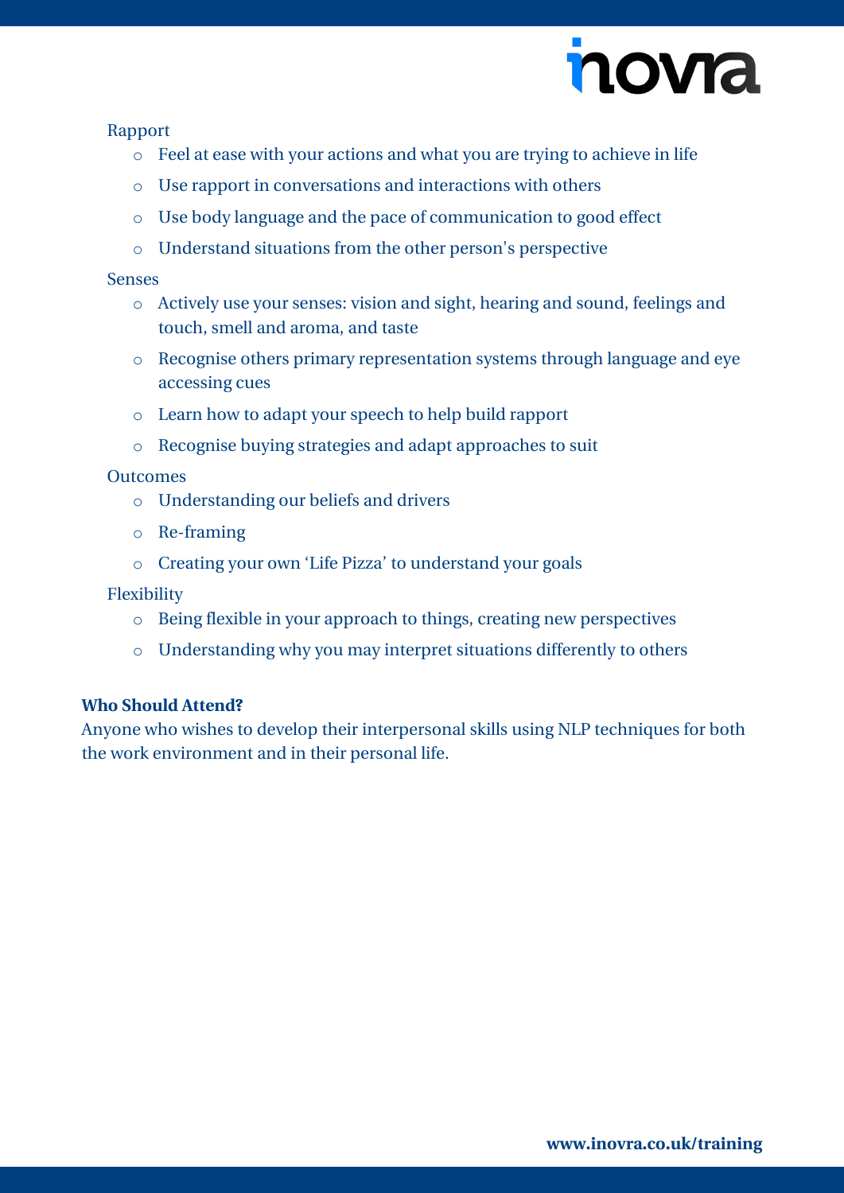Rapport

- Feel at ease with your actions and what you are trying to achieve in life
- Use rapport in conversations and interactions with others
- Use body language and the pace of communication to good effect
- Understand situations from the other person's perspective

Senses

- Actively use your senses: vision and sight, hearing and sound, feelings and touch, smell and aroma, and taste
- Recognise others primary representation systems through language and eye accessing cues
- Learn how to adapt your speech to help build rapport
- Recognise buying strategies and adapt approaches to suit

Outcomes

- Understanding our beliefs and drivers
- Re-framing
- Creating your own 'Life Pizza' to understand your goals

Flexibility

- Being flexible in your approach to things, creating new perspectives
- Understanding why you may interpret situations differently to others

**Who Should Attend?**

Anyone who wishes to develop their interpersonal skills using NLP techniques for both the work environment and in their personal life.

**www.inovra.co.uk/training**